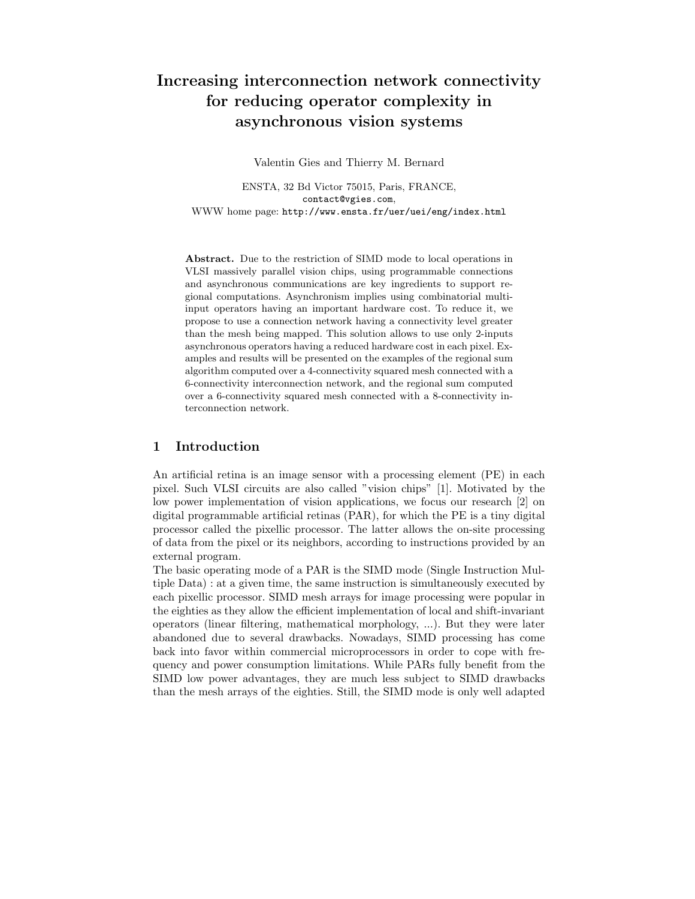# Increasing interconnection network connectivity for reducing operator complexity in asynchronous vision systems

Valentin Gies and Thierry M. Bernard

ENSTA, 32 Bd Victor 75015, Paris, FRANCE,
contact@vgies.com,
WWW home page: http://www.ensta.fr/uer/uei/eng/index.html

**Abstract.** Due to the restriction of SIMD mode to local operations in VLSI massively parallel vision chips, using programmable connections and asynchronous communications are key ingredients to support regional computations. Asynchronism implies using combinatorial multi-input operators having an important hardware cost. To reduce it, we propose to use a connection network having a connectivity level greater than the mesh being mapped. This solution allows to use only 2-inputs asynchronous operators having a reduced hardware cost in each pixel. Examples and results will be presented on the examples of the regional sum algorithm computed over a 4-connectivity squared mesh connected with a 6-connectivity interconnection network, and the regional sum computed over a 6-connectivity squared mesh connected with a 8-connectivity interconnection network.

## 1 Introduction

An artificial retina is an image sensor with a processing element (PE) in each pixel. Such VLSI circuits are also called "vision chips" [1]. Motivated by the low power implementation of vision applications, we focus our research [2] on digital programmable artificial retinas (PAR), for which the PE is a tiny digital processor called the pixellic processor. The latter allows the on-site processing of data from the pixel or its neighbors, according to instructions provided by an external program.

The basic operating mode of a PAR is the SIMD mode (Single Instruction Multiple Data) : at a given time, the same instruction is simultaneously executed by each pixellic processor. SIMD mesh arrays for image processing were popular in the eighties as they allow the efficient implementation of local and shift-invariant operators (linear filtering, mathematical morphology, ...). But they were later abandoned due to several drawbacks. Nowadays, SIMD processing has come back into favor within commercial microprocessors in order to cope with frequency and power consumption limitations. While PARs fully benefit from the SIMD low power advantages, they are much less subject to SIMD drawbacks than the mesh arrays of the eighties. Still, the SIMD mode is only well adapted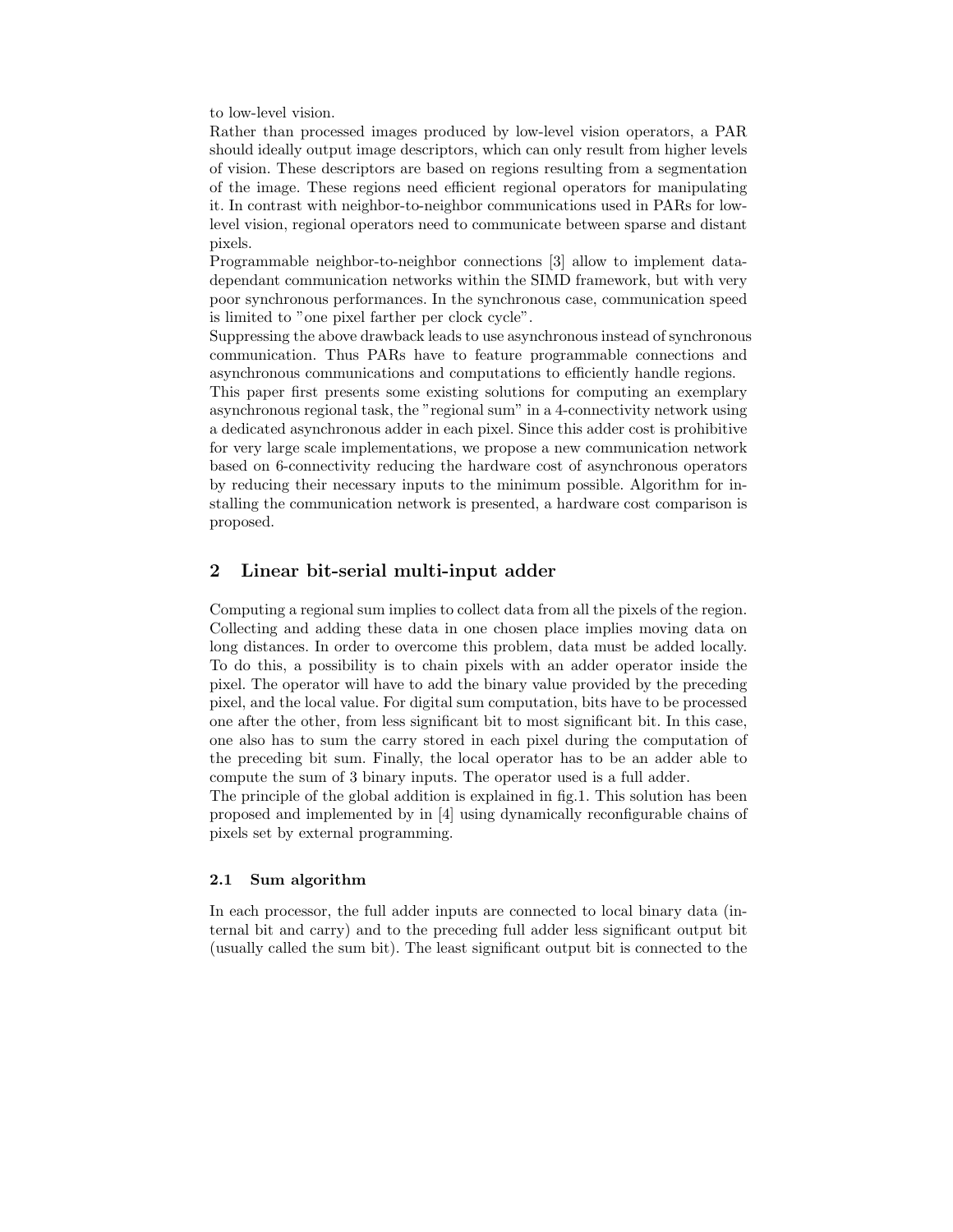to low-level vision.

Rather than processed images produced by low-level vision operators, a PAR should ideally output image descriptors, which can only result from higher levels of vision. These descriptors are based on regions resulting from a segmentation of the image. These regions need efficient regional operators for manipulating it. In contrast with neighbor-to-neighbor communications used in PARs for low-level vision, regional operators need to communicate between sparse and distant pixels.

Programmable neighbor-to-neighbor connections [3] allow to implement data-dependant communication networks within the SIMD framework, but with very poor synchronous performances. In the synchronous case, communication speed is limited to "one pixel farther per clock cycle".

Suppressing the above drawback leads to use asynchronous instead of synchronous communication. Thus PARs have to feature programmable connections and asynchronous communications and computations to efficiently handle regions.

This paper first presents some existing solutions for computing an exemplary asynchronous regional task, the "regional sum" in a 4-connectivity network using a dedicated asynchronous adder in each pixel. Since this adder cost is prohibitive for very large scale implementations, we propose a new communication network based on 6-connectivity reducing the hardware cost of asynchronous operators by reducing their necessary inputs to the minimum possible. Algorithm for installing the communication network is presented, a hardware cost comparison is proposed.

## 2 Linear bit-serial multi-input adder

Computing a regional sum implies to collect data from all the pixels of the region. Collecting and adding these data in one chosen place implies moving data on long distances. In order to overcome this problem, data must be added locally. To do this, a possibility is to chain pixels with an adder operator inside the pixel. The operator will have to add the binary value provided by the preceding pixel, and the local value. For digital sum computation, bits have to be processed one after the other, from less significant bit to most significant bit. In this case, one also has to sum the carry stored in each pixel during the computation of the preceding bit sum. Finally, the local operator has to be an adder able to compute the sum of 3 binary inputs. The operator used is a full adder.

The principle of the global addition is explained in fig.1. This solution has been proposed and implemented by in [4] using dynamically reconfigurable chains of pixels set by external programming.

### 2.1 Sum algorithm

In each processor, the full adder inputs are connected to local binary data (internal bit and carry) and to the preceding full adder less significant output bit (usually called the sum bit). The least significant output bit is connected to the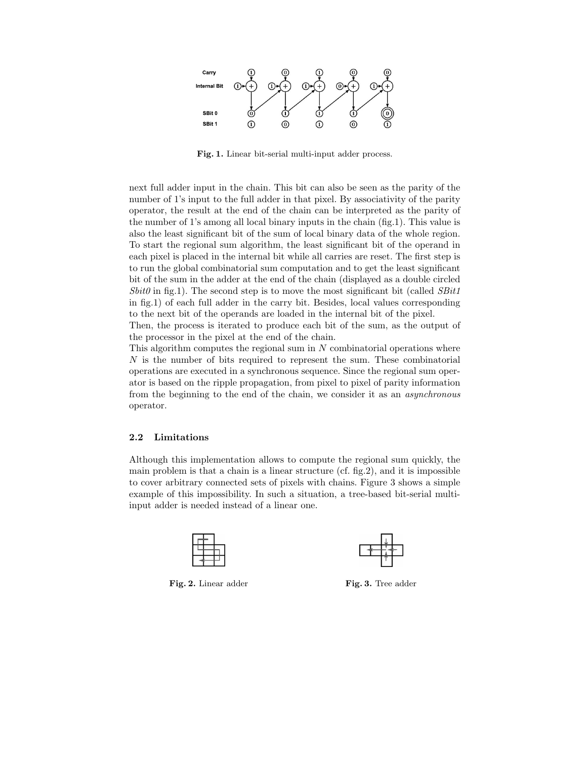**Fig. 1.** Linear bit-serial multi-input adder process.

next full adder input in the chain. This bit can also be seen as the parity of the number of 1's input to the full adder in that pixel. By associativity of the parity operator, the result at the end of the chain can be interpreted as the parity of the number of 1's among all local binary inputs in the chain (fig.1). This value is also the least significant bit of the sum of local binary data of the whole region. To start the regional sum algorithm, the least significant bit of the operand in each pixel is placed in the internal bit while all carries are reset. The first step is to run the global combinatorial sum computation and to get the least significant bit of the sum in the adder at the end of the chain (displayed as a double circled *Sbit0* in fig.1). The second step is to move the most significant bit (called *SBit1* in fig.1) of each full adder in the carry bit. Besides, local values corresponding to the next bit of the operands are loaded in the internal bit of the pixel.
Then, the process is iterated to produce each bit of the sum, as the output of the processor in the pixel at the end of the chain.
This algorithm computes the regional sum in $N$ combinatorial operations where $N$ is the number of bits required to represent the sum. These combinatorial operations are executed in a synchronous sequence. Since the regional sum operator is based on the ripple propagation, from pixel to pixel of parity information from the beginning to the end of the chain, we consider it as an *asynchronous* operator.

### 2.2 Limitations

Although this implementation allows to compute the regional sum quickly, the main problem is that a chain is a linear structure (cf. fig.2), and it is impossible to cover arbitrary connected sets of pixels with chains. Figure 3 shows a simple example of this impossibility. In such a situation, a tree-based bit-serial multi-input adder is needed instead of a linear one.

**Fig. 2.** Linear adder

**Fig. 3.** Tree adder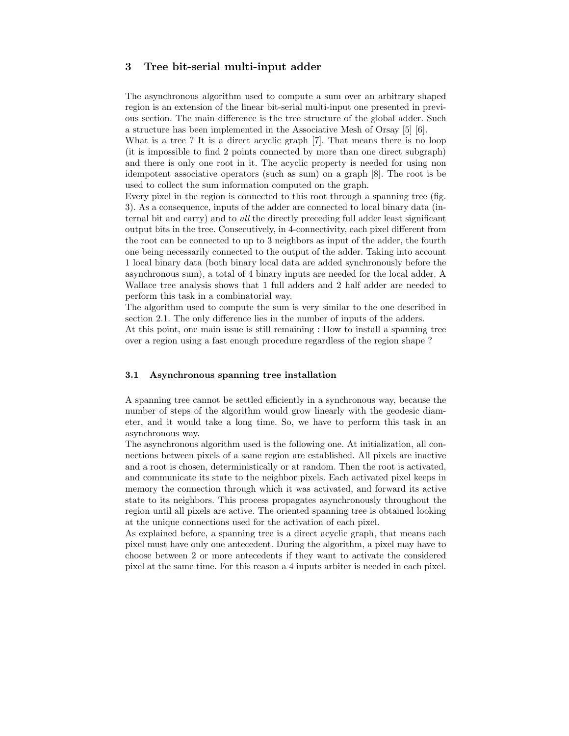## 3 Tree bit-serial multi-input adder

The asynchronous algorithm used to compute a sum over an arbitrary shaped region is an extension of the linear bit-serial multi-input one presented in previous section. The main difference is the tree structure of the global adder. Such a structure has been implemented in the Associative Mesh of Orsay [5] [6].
What is a tree ? It is a direct acyclic graph [7]. That means there is no loop (it is impossible to find 2 points connected by more than one direct subgraph) and there is only one root in it. The acyclic property is needed for using non idempotent associative operators (such as sum) on a graph [8]. The root is be used to collect the sum information computed on the graph.
Every pixel in the region is connected to this root through a spanning tree (fig. 3). As a consequence, inputs of the adder are connected to local binary data (internal bit and carry) and to *all* the directly preceding full adder least significant output bits in the tree. Consecutively, in 4-connectivity, each pixel different from the root can be connected to up to 3 neighbors as input of the adder, the fourth one being necessarily connected to the output of the adder. Taking into account 1 local binary data (both binary local data are added synchronously before the asynchronous sum), a total of 4 binary inputs are needed for the local adder. A Wallace tree analysis shows that 1 full adders and 2 half adder are needed to perform this task in a combinatorial way.
The algorithm used to compute the sum is very similar to the one described in section 2.1. The only difference lies in the number of inputs of the adders.
At this point, one main issue is still remaining : How to install a spanning tree over a region using a fast enough procedure regardless of the region shape ?

### 3.1 Asynchronous spanning tree installation

A spanning tree cannot be settled efficiently in a synchronous way, because the number of steps of the algorithm would grow linearly with the geodesic diameter, and it would take a long time. So, we have to perform this task in an asynchronous way.
The asynchronous algorithm used is the following one. At initialization, all connections between pixels of a same region are established. All pixels are inactive and a root is chosen, deterministically or at random. Then the root is activated, and communicate its state to the neighbor pixels. Each activated pixel keeps in memory the connection through which it was activated, and forward its active state to its neighbors. This process propagates asynchronously throughout the region until all pixels are active. The oriented spanning tree is obtained looking at the unique connections used for the activation of each pixel.
As explained before, a spanning tree is a direct acyclic graph, that means each pixel must have only one antecedent. During the algorithm, a pixel may have to choose between 2 or more antecedents if they want to activate the considered pixel at the same time. For this reason a 4 inputs arbiter is needed in each pixel.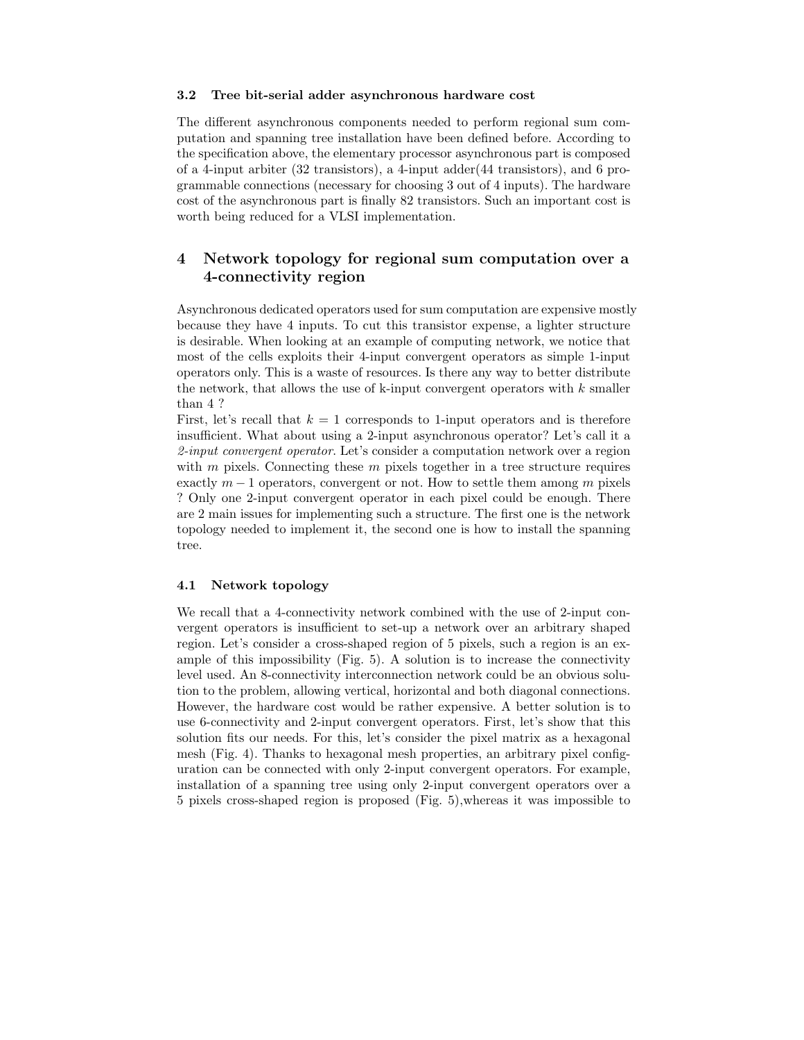### 3.2 Tree bit-serial adder asynchronous hardware cost

The different asynchronous components needed to perform regional sum computation and spanning tree installation have been defined before. According to the specification above, the elementary processor asynchronous part is composed of a 4-input arbiter (32 transistors), a 4-input adder(44 transistors), and 6 programmable connections (necessary for choosing 3 out of 4 inputs). The hardware cost of the asynchronous part is finally 82 transistors. Such an important cost is worth being reduced for a VLSI implementation.

## 4 Network topology for regional sum computation over a 4-connectivity region

Asynchronous dedicated operators used for sum computation are expensive mostly because they have 4 inputs. To cut this transistor expense, a lighter structure is desirable. When looking at an example of computing network, we notice that most of the cells exploits their 4-input convergent operators as simple 1-input operators only. This is a waste of resources. Is there any way to better distribute the network, that allows the use of k-input convergent operators with $k$ smaller than 4 ?
First, let's recall that $k = 1$ corresponds to 1-input operators and is therefore insufficient. What about using a 2-input asynchronous operator? Let's call it a *2-input convergent operator*. Let's consider a computation network over a region with $m$ pixels. Connecting these $m$ pixels together in a tree structure requires exactly $m - 1$ operators, convergent or not. How to settle them among $m$ pixels ? Only one 2-input convergent operator in each pixel could be enough. There are 2 main issues for implementing such a structure. The first one is the network topology needed to implement it, the second one is how to install the spanning tree.

### 4.1 Network topology

We recall that a 4-connectivity network combined with the use of 2-input convergent operators is insufficient to set-up a network over an arbitrary shaped region. Let's consider a cross-shaped region of 5 pixels, such a region is an example of this impossibility (Fig. 5). A solution is to increase the connectivity level used. An 8-connectivity interconnection network could be an obvious solution to the problem, allowing vertical, horizontal and both diagonal connections. However, the hardware cost would be rather expensive. A better solution is to use 6-connectivity and 2-input convergent operators. First, let's show that this solution fits our needs. For this, let's consider the pixel matrix as a hexagonal mesh (Fig. 4). Thanks to hexagonal mesh properties, an arbitrary pixel configuration can be connected with only 2-input convergent operators. For example, installation of a spanning tree using only 2-input convergent operators over a 5 pixels cross-shaped region is proposed (Fig. 5),whereas it was impossible to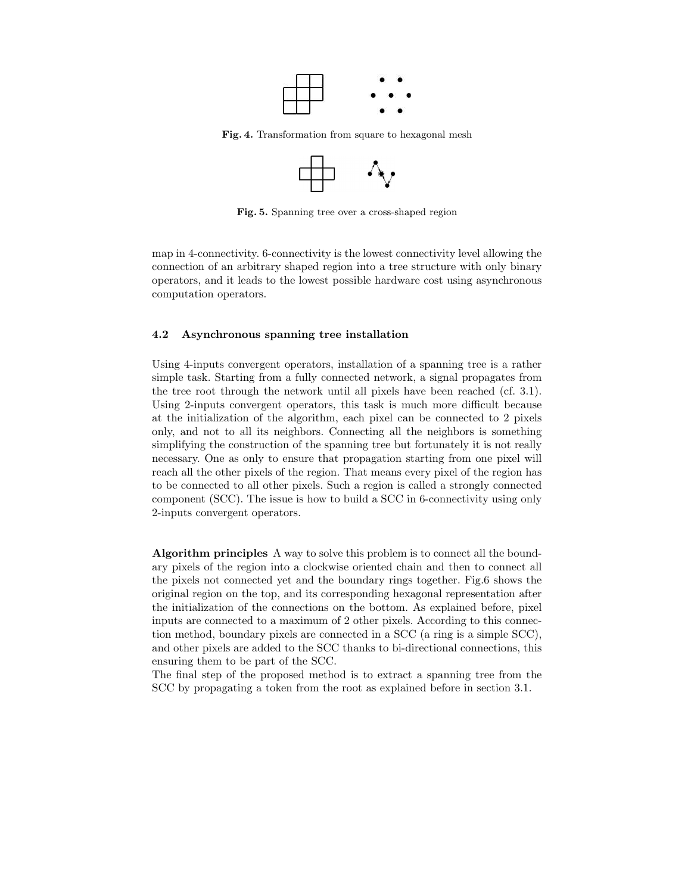Fig. 4. Transformation from square to hexagonal mesh

Fig. 5. Spanning tree over a cross-shaped region

map in 4-connectivity. 6-connectivity is the lowest connectivity level allowing the connection of an arbitrary shaped region into a tree structure with only binary operators, and it leads to the lowest possible hardware cost using asynchronous computation operators.

### 4.2 Asynchronous spanning tree installation

Using 4-inputs convergent operators, installation of a spanning tree is a rather simple task. Starting from a fully connected network, a signal propagates from the tree root through the network until all pixels have been reached (cf. 3.1). Using 2-inputs convergent operators, this task is much more difficult because at the initialization of the algorithm, each pixel can be connected to 2 pixels only, and not to all its neighbors. Connecting all the neighbors is something simplifying the construction of the spanning tree but fortunately it is not really necessary. One as only to ensure that propagation starting from one pixel will reach all the other pixels of the region. That means every pixel of the region has to be connected to all other pixels. Such a region is called a strongly connected component (SCC). The issue is how to build a SCC in 6-connectivity using only 2-inputs convergent operators.

**Algorithm principles** A way to solve this problem is to connect all the boundary pixels of the region into a clockwise oriented chain and then to connect all the pixels not connected yet and the boundary rings together. Fig.6 shows the original region on the top, and its corresponding hexagonal representation after the initialization of the connections on the bottom. As explained before, pixel inputs are connected to a maximum of 2 other pixels. According to this connection method, boundary pixels are connected in a SCC (a ring is a simple SCC), and other pixels are added to the SCC thanks to bi-directional connections, this ensuring them to be part of the SCC.
The final step of the proposed method is to extract a spanning tree from the SCC by propagating a token from the root as explained before in section 3.1.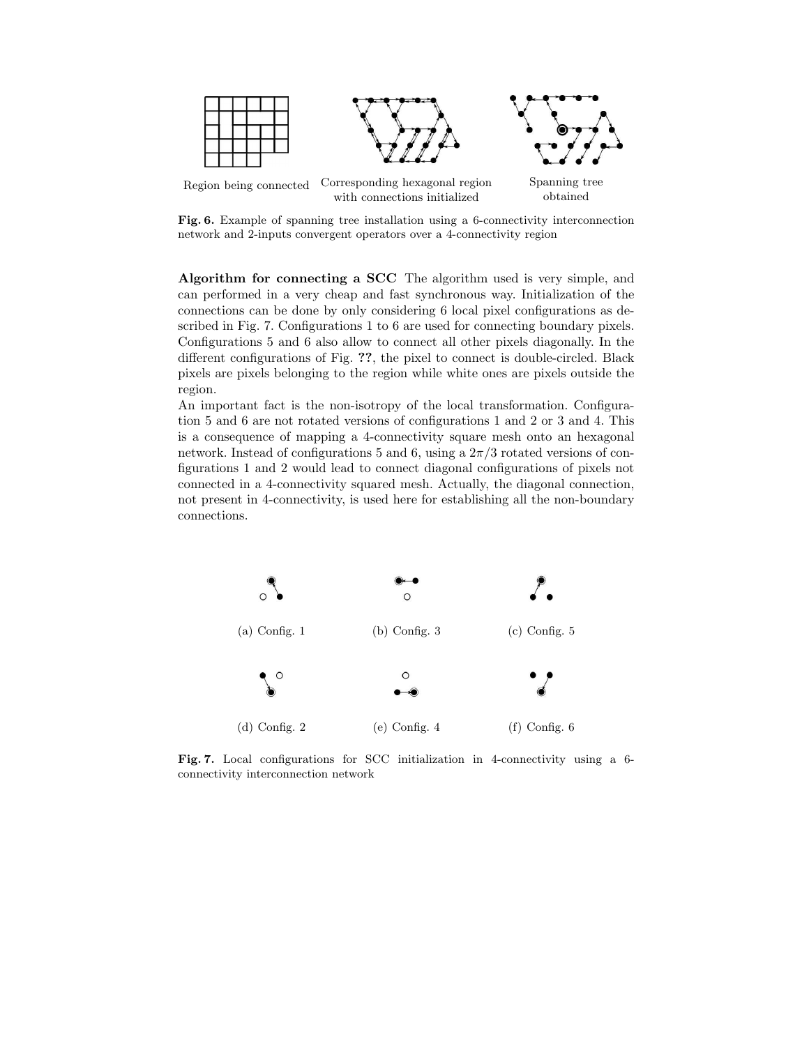Region being connected

Corresponding hexagonal region with connections initialized

Spanning tree obtained

**Fig. 6.** Example of spanning tree installation using a 6-connectivity interconnection network and 2-inputs convergent operators over a 4-connectivity region

**Algorithm for connecting a SCC** The algorithm used is very simple, and can performed in a very cheap and fast synchronous way. Initialization of the connections can be done by only considering 6 local pixel configurations as described in Fig. 7. Configurations 1 to 6 are used for connecting boundary pixels. Configurations 5 and 6 also allow to connect all other pixels diagonally. In the different configurations of Fig. **??**, the pixel to connect is double-circled. Black pixels are pixels belonging to the region while white ones are pixels outside the region.

An important fact is the non-isotropy of the local transformation. Configuration 5 and 6 are not rotated versions of configurations 1 and 2 or 3 and 4. This is a consequence of mapping a 4-connectivity square mesh onto an hexagonal network. Instead of configurations 5 and 6, using a $2\pi/3$ rotated versions of configurations 1 and 2 would lead to connect diagonal configurations of pixels not connected in a 4-connectivity squared mesh. Actually, the diagonal connection, not present in 4-connectivity, is used here for establishing all the non-boundary connections.

(a) Config. 1

(b) Config. 3

(c) Config. 5

(d) Config. 2

(e) Config. 4

(f) Config. 6

**Fig. 7.** Local configurations for SCC initialization in 4-connectivity using a 6-connectivity interconnection network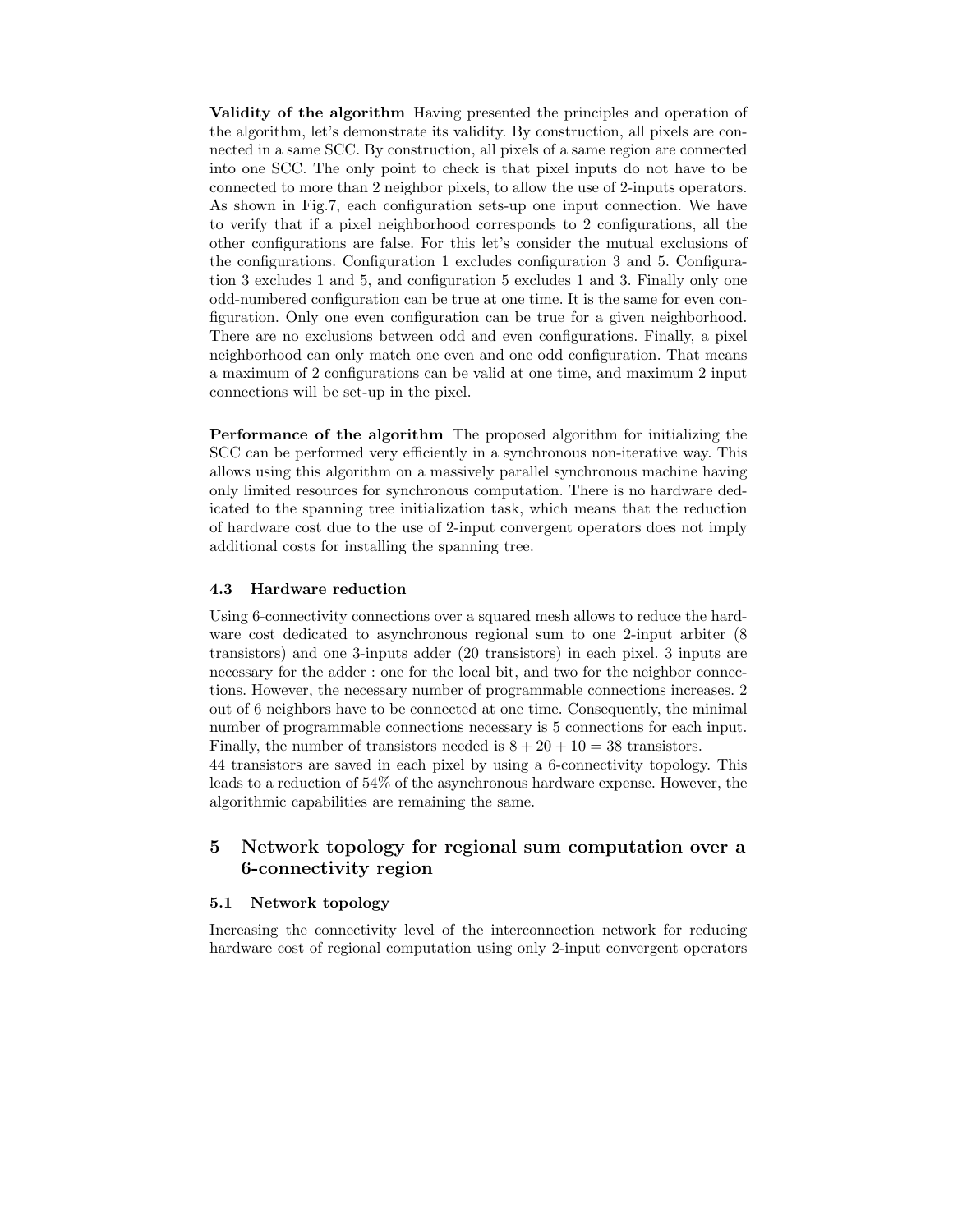**Validity of the algorithm** Having presented the principles and operation of the algorithm, let's demonstrate its validity. By construction, all pixels are connected in a same SCC. By construction, all pixels of a same region are connected into one SCC. The only point to check is that pixel inputs do not have to be connected to more than 2 neighbor pixels, to allow the use of 2-inputs operators. As shown in Fig.7, each configuration sets-up one input connection. We have to verify that if a pixel neighborhood corresponds to 2 configurations, all the other configurations are false. For this let's consider the mutual exclusions of the configurations. Configuration 1 excludes configuration 3 and 5. Configuration 3 excludes 1 and 5, and configuration 5 excludes 1 and 3. Finally only one odd-numbered configuration can be true at one time. It is the same for even configuration. Only one even configuration can be true for a given neighborhood. There are no exclusions between odd and even configurations. Finally, a pixel neighborhood can only match one even and one odd configuration. That means a maximum of 2 configurations can be valid at one time, and maximum 2 input connections will be set-up in the pixel.

**Performance of the algorithm** The proposed algorithm for initializing the SCC can be performed very efficiently in a synchronous non-iterative way. This allows using this algorithm on a massively parallel synchronous machine having only limited resources for synchronous computation. There is no hardware dedicated to the spanning tree initialization task, which means that the reduction of hardware cost due to the use of 2-input convergent operators does not imply additional costs for installing the spanning tree.

### 4.3 Hardware reduction

Using 6-connectivity connections over a squared mesh allows to reduce the hardware cost dedicated to asynchronous regional sum to one 2-input arbiter (8 transistors) and one 3-inputs adder (20 transistors) in each pixel. 3 inputs are necessary for the adder : one for the local bit, and two for the neighbor connections. However, the necessary number of programmable connections increases. 2 out of 6 neighbors have to be connected at one time. Consequently, the minimal number of programmable connections necessary is 5 connections for each input. Finally, the number of transistors needed is $8 + 20 + 10 = 38$ transistors.
44 transistors are saved in each pixel by using a 6-connectivity topology. This leads to a reduction of 54% of the asynchronous hardware expense. However, the algorithmic capabilities are remaining the same.

## 5 Network topology for regional sum computation over a 6-connectivity region

### 5.1 Network topology

Increasing the connectivity level of the interconnection network for reducing hardware cost of regional computation using only 2-input convergent operators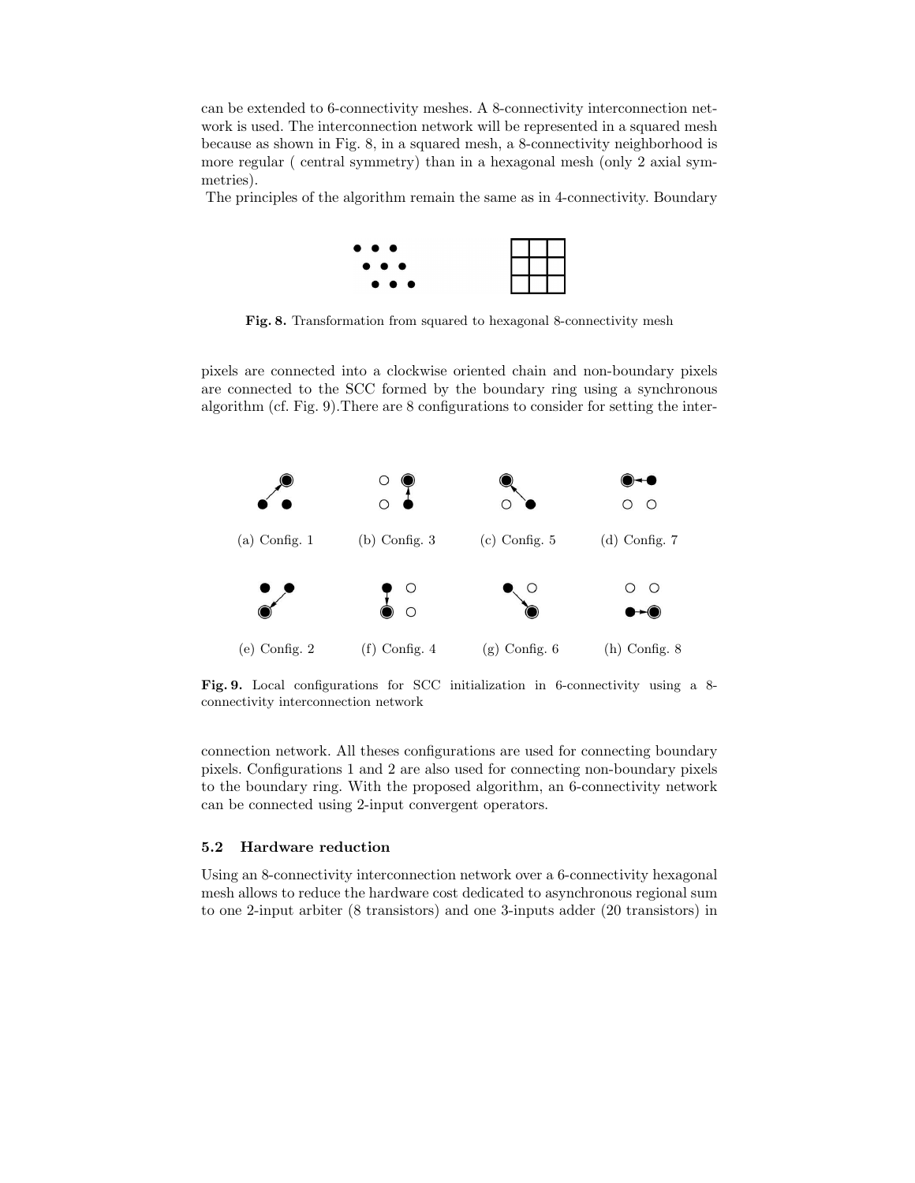can be extended to 6-connectivity meshes. A 8-connectivity interconnection network is used. The interconnection network will be represented in a squared mesh because as shown in Fig. 8, in a squared mesh, a 8-connectivity neighborhood is more regular ( central symmetry) than in a hexagonal mesh (only 2 axial symmetries).

The principles of the algorithm remain the same as in 4-connectivity. Boundary pixels are connected into a clockwise oriented chain and non-boundary pixels are connected to the SCC formed by the boundary ring using a synchronous algorithm (cf. Fig. 9).There are 8 configurations to consider for setting the interconnection network. All theses configurations are used for connecting boundary pixels. Configurations 1 and 2 are also used for connecting non-boundary pixels to the boundary ring. With the proposed algorithm, an 6-connectivity network can be connected using 2-input convergent operators.

**Fig. 8.** Transformation from squared to hexagonal 8-connectivity mesh

(a) Config. 1 (b) Config. 3 (c) Config. 5 (d) Config. 7

(e) Config. 2 (f) Config. 4 (g) Config. 6 (h) Config. 8

**Fig. 9.** Local configurations for SCC initialization in 6-connectivity using a 8-connectivity interconnection network

### 5.2 Hardware reduction

Using an 8-connectivity interconnection network over a 6-connectivity hexagonal mesh allows to reduce the hardware cost dedicated to asynchronous regional sum to one 2-input arbiter (8 transistors) and one 3-inputs adder (20 transistors) in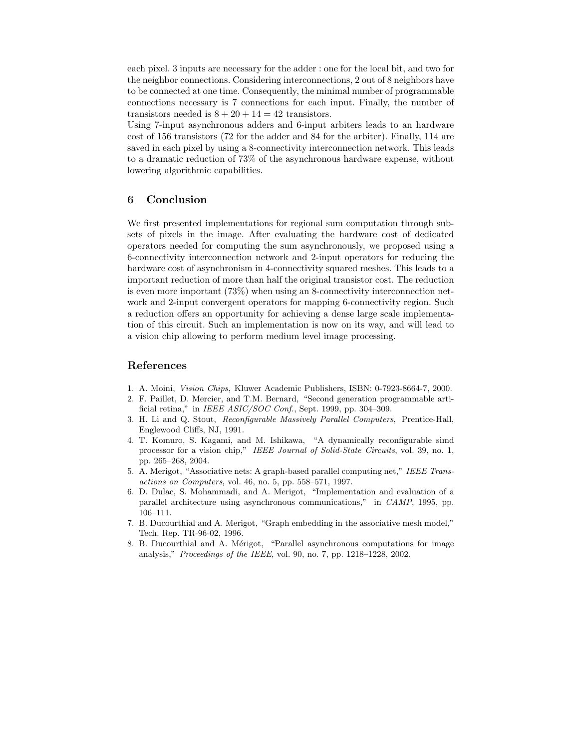each pixel. 3 inputs are necessary for the adder : one for the local bit, and two for the neighbor connections. Considering interconnections, 2 out of 8 neighbors have to be connected at one time. Consequently, the minimal number of programmable connections necessary is 7 connections for each input. Finally, the number of transistors needed is $8 + 20 + 14 = 42$ transistors.

Using 7-input asynchronous adders and 6-input arbiters leads to an hardware cost of 156 transistors (72 for the adder and 84 for the arbiter). Finally, 114 are saved in each pixel by using a 8-connectivity interconnection network. This leads to a dramatic reduction of 73% of the asynchronous hardware expense, without lowering algorithmic capabilities.

## 6 Conclusion

We first presented implementations for regional sum computation through subsets of pixels in the image. After evaluating the hardware cost of dedicated operators needed for computing the sum asynchronously, we proposed using a 6-connectivity interconnection network and 2-input operators for reducing the hardware cost of asynchronism in 4-connectivity squared meshes. This leads to a important reduction of more than half the original transistor cost. The reduction is even more important (73%) when using an 8-connectivity interconnection network and 2-input convergent operators for mapping 6-connectivity region. Such a reduction offers an opportunity for achieving a dense large scale implementation of this circuit. Such an implementation is now on its way, and will lead to a vision chip allowing to perform medium level image processing.

## References

1. A. Moini, *Vision Chips*, Kluwer Academic Publishers, ISBN: 0-7923-8664-7, 2000.
2. F. Paillet, D. Mercier, and T.M. Bernard, "Second generation programmable artificial retina," in *IEEE ASIC/SOC Conf.*, Sept. 1999, pp. 304–309.
3. H. Li and Q. Stout, *Reconfigurable Massively Parallel Computers*, Prentice-Hall, Englewood Cliffs, NJ, 1991.
4. T. Komuro, S. Kagami, and M. Ishikawa, "A dynamically reconfigurable simd processor for a vision chip," *IEEE Journal of Solid-State Circuits*, vol. 39, no. 1, pp. 265–268, 2004.
5. A. Merigot, "Associative nets: A graph-based parallel computing net," *IEEE Transactions on Computers*, vol. 46, no. 5, pp. 558–571, 1997.
6. D. Dulac, S. Mohammadi, and A. Merigot, "Implementation and evaluation of a parallel architecture using asynchronous communications," in *CAMP*, 1995, pp. 106–111.
7. B. Ducourthial and A. Merigot, "Graph embedding in the associative mesh model," Tech. Rep. TR-96-02, 1996.
8. B. Ducourthial and A. Mérigot, "Parallel asynchronous computations for image analysis," *Proceedings of the IEEE*, vol. 90, no. 7, pp. 1218–1228, 2002.